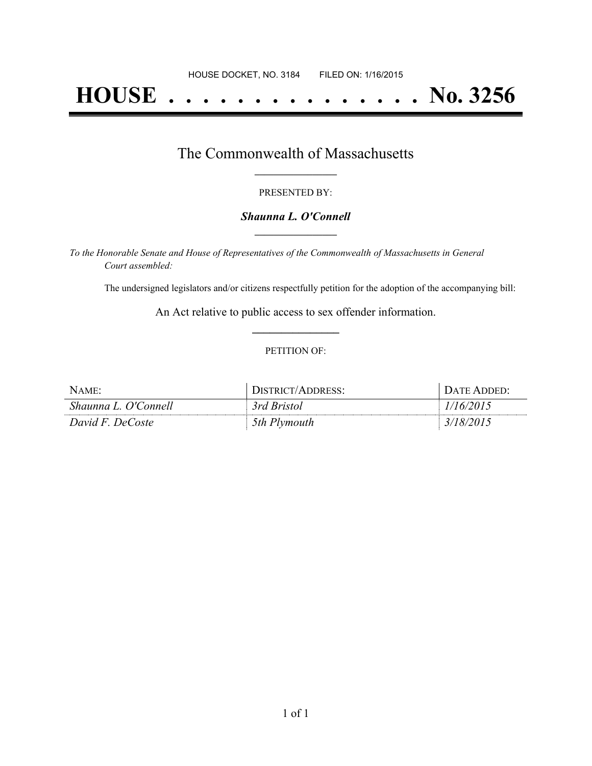HOUSE DOCKET, NO. 3184        FILED ON: 1/16/2015

# HOUSE . . . . . . . . . . . . . . . No. 3256

## The Commonwealth of Massachusetts

PRESENTED BY:

***Shaunna L. O'Connell***

*To the Honorable Senate and House of Representatives of the Commonwealth of Massachusetts in General Court assembled:*

The undersigned legislators and/or citizens respectfully petition for the adoption of the accompanying bill:

An Act relative to public access to sex offender information.

PETITION OF:

| NAME: | DISTRICT/ADDRESS: | DATE ADDED: |
|---|---|---|
| *Shaunna L. O'Connell* | *3rd Bristol* | *1/16/2015* |
| *David F. DeCoste* | *5th Plymouth* | *3/18/2015* |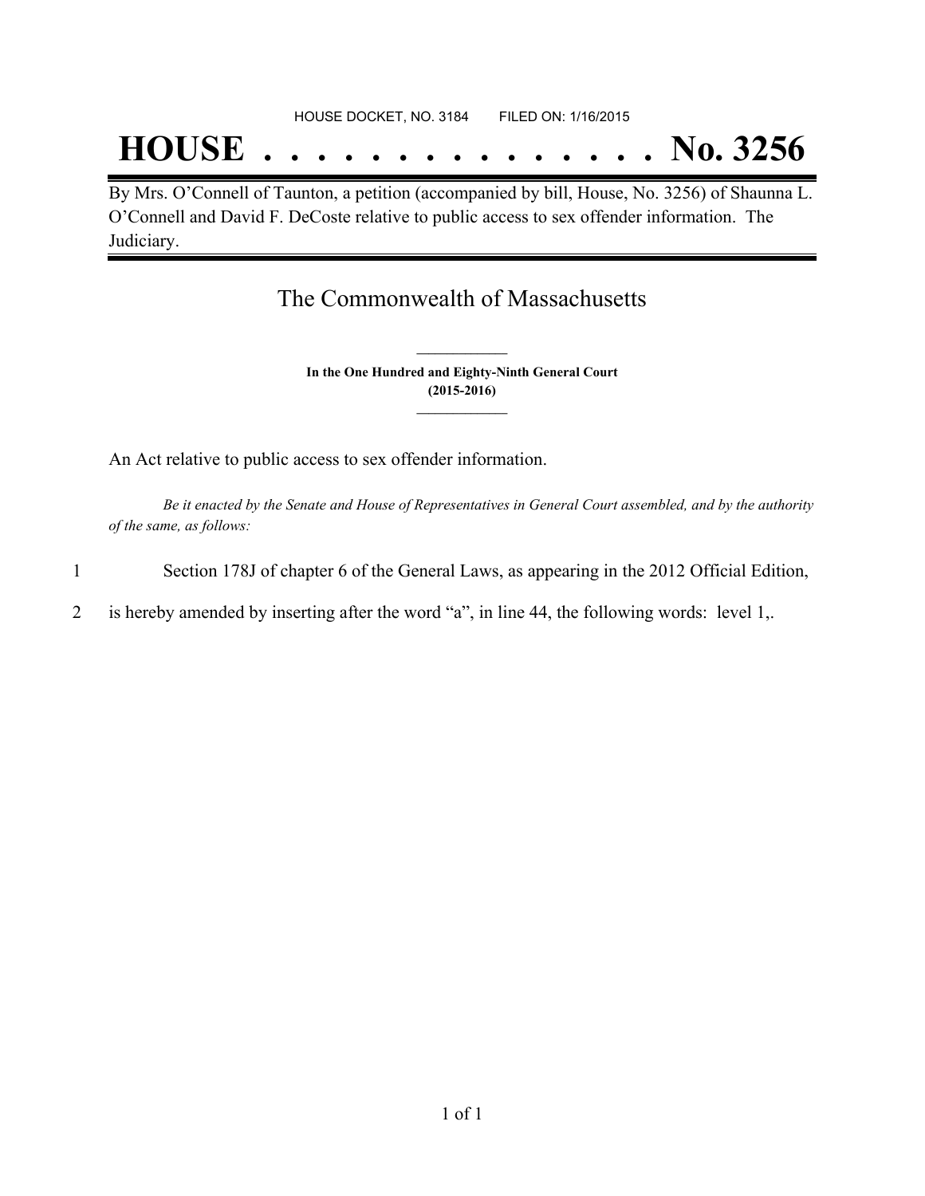HOUSE DOCKET, NO. 3184 FILED ON: 1/16/2015

# HOUSE . . . . . . . . . . . . . . . No. 3256

By Mrs. O'Connell of Taunton, a petition (accompanied by bill, House, No. 3256) of Shaunna L. O'Connell and David F. DeCoste relative to public access to sex offender information. The Judiciary.

## The Commonwealth of Massachusetts

**In the One Hundred and Eighty-Ninth General Court**
**(2015-2016)**

An Act relative to public access to sex offender information.

*Be it enacted by the Senate and House of Representatives in General Court assembled, and by the authority of the same, as follows:*

1 Section 178J of chapter 6 of the General Laws, as appearing in the 2012 Official Edition,
2 is hereby amended by inserting after the word "a", in line 44, the following words: level 1,.